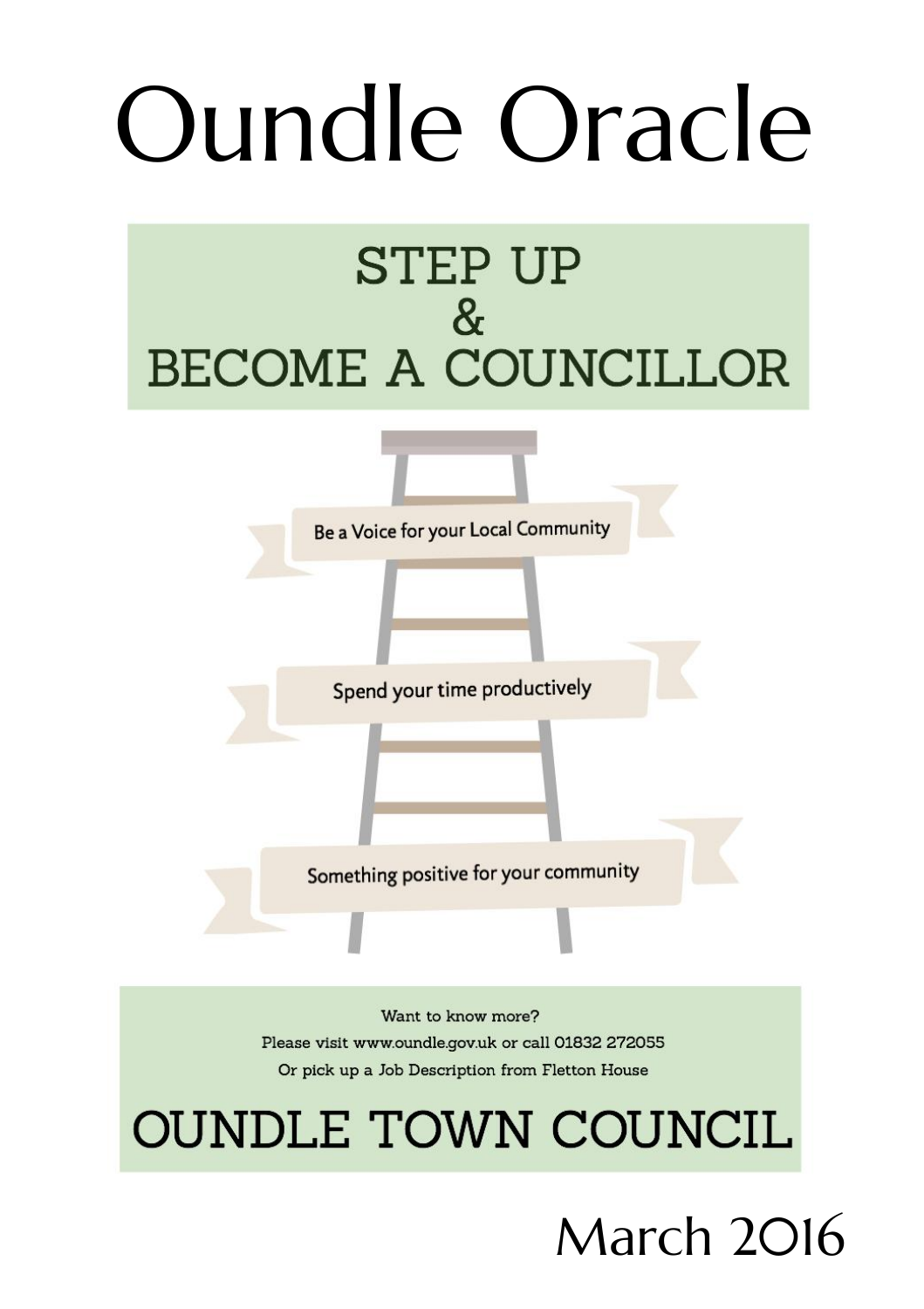# Oundle Oracle

## STEP UP & BECOME A COUNCILLOR

Be a Voice for your Local Community

Spend your time productively

Something positive for your community

Want to know more?

Please visit www.oundle.gov.uk or call 01832 272055

Or pick up a Job Description from Fletton House

## OUNDLE TOWN COUNCIL

March 2016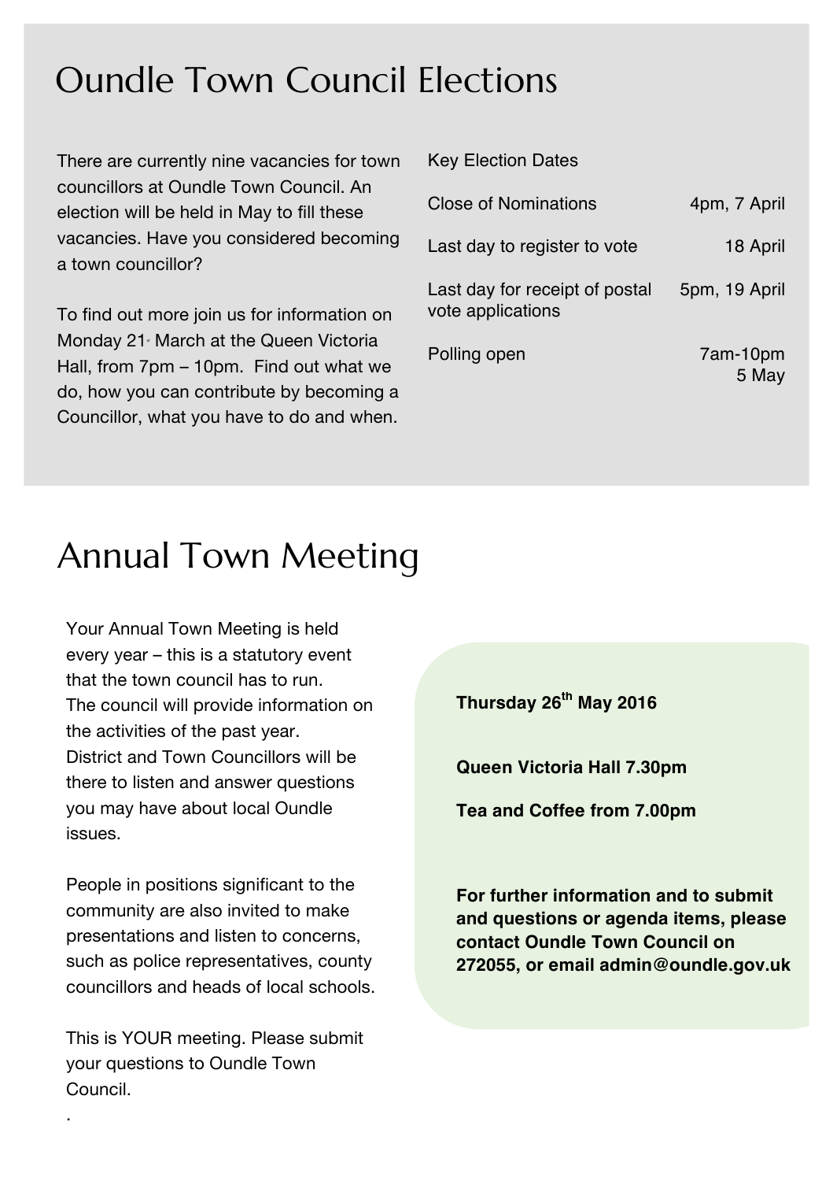# Oundle Town Council Elections

There are currently nine vacancies for town councillors at Oundle Town Council. An election will be held in May to fill these vacancies. Have you considered becoming a town councillor?

To find out more join us for information on Monday 21st March at the Queen Victoria Hall, from 7pm – 10pm. Find out what we do, how you can contribute by becoming a Councillor, what you have to do and when.

| Key Election Dates | |
|---|---|
| Close of Nominations | 4pm, 7 April |
| Last day to register to vote | 18 April |
| Last day for receipt of postal vote applications | 5pm, 19 April |
| Polling open | 7am-10pm 5 May |

# Annual Town Meeting

Your Annual Town Meeting is held every year – this is a statutory event that the town council has to run. The council will provide information on the activities of the past year. District and Town Councillors will be there to listen and answer questions you may have about local Oundle issues.

People in positions significant to the community are also invited to make presentations and listen to concerns, such as police representatives, county councillors and heads of local schools.

This is YOUR meeting. Please submit your questions to Oundle Town Council.

.

**Thursday 26th May 2016**

**Queen Victoria Hall 7.30pm**

**Tea and Coffee from 7.00pm**

**For further information and to submit and questions or agenda items, please contact Oundle Town Council on 272055, or email admin@oundle.gov.uk**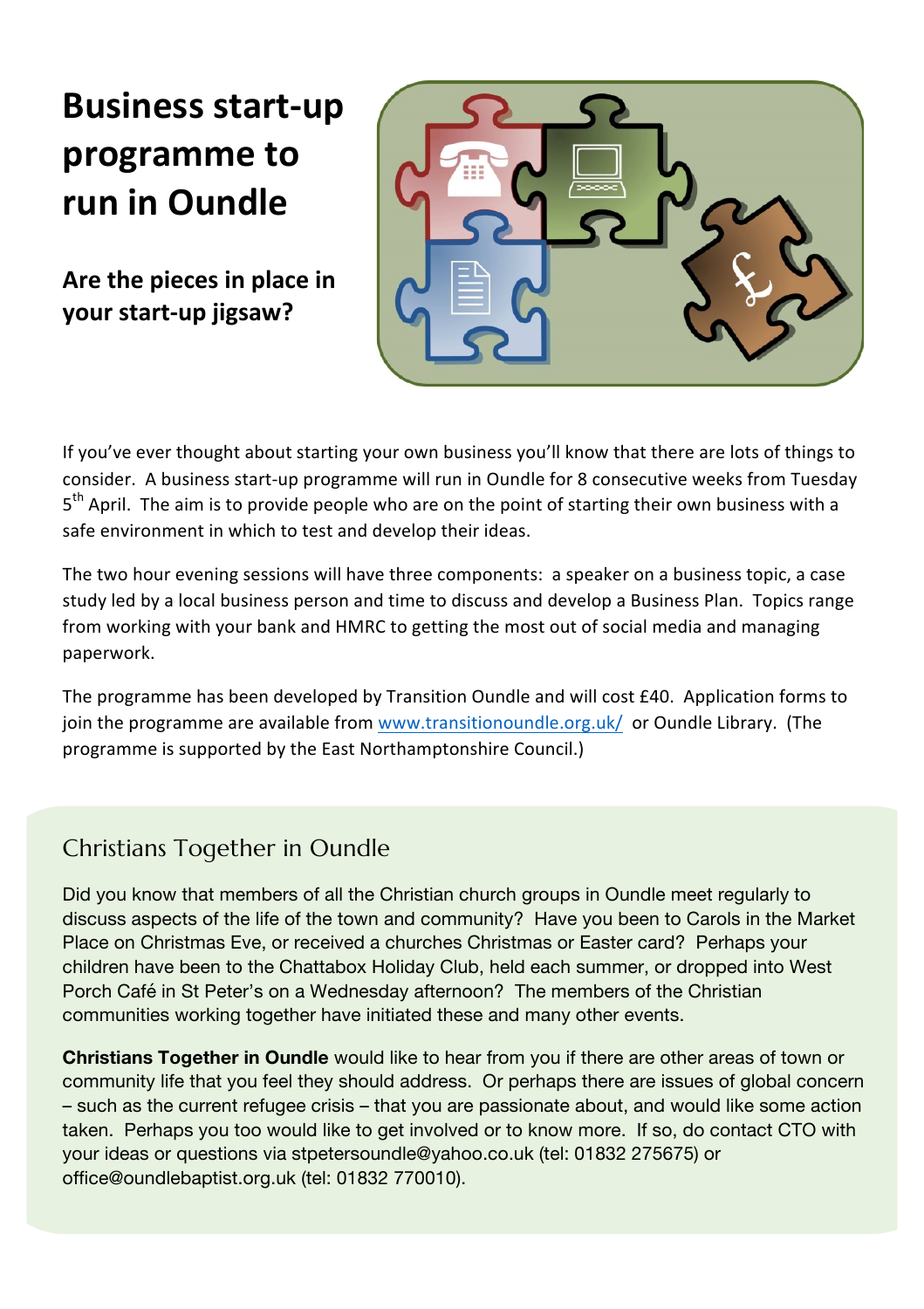# Business start-up programme to run in Oundle

## Are the pieces in place in your start-up jigsaw?

If you've ever thought about starting your own business you'll know that there are lots of things to consider. A business start-up programme will run in Oundle for 8 consecutive weeks from Tuesday 5th April. The aim is to provide people who are on the point of starting their own business with a safe environment in which to test and develop their ideas.

The two hour evening sessions will have three components: a speaker on a business topic, a case study led by a local business person and time to discuss and develop a Business Plan. Topics range from working with your bank and HMRC to getting the most out of social media and managing paperwork.

The programme has been developed by Transition Oundle and will cost £40. Application forms to join the programme are available from www.transitionoundle.org.uk/ or Oundle Library. (The programme is supported by the East Northamptonshire Council.)

## Christians Together in Oundle

Did you know that members of all the Christian church groups in Oundle meet regularly to discuss aspects of the life of the town and community? Have you been to Carols in the Market Place on Christmas Eve, or received a churches Christmas or Easter card? Perhaps your children have been to the Chattabox Holiday Club, held each summer, or dropped into West Porch Café in St Peter's on a Wednesday afternoon? The members of the Christian communities working together have initiated these and many other events.

**Christians Together in Oundle** would like to hear from you if there are other areas of town or community life that you feel they should address. Or perhaps there are issues of global concern – such as the current refugee crisis – that you are passionate about, and would like some action taken. Perhaps you too would like to get involved or to know more. If so, do contact CTO with your ideas or questions via stpetersoundle@yahoo.co.uk (tel: 01832 275675) or office@oundlebaptist.org.uk (tel: 01832 770010).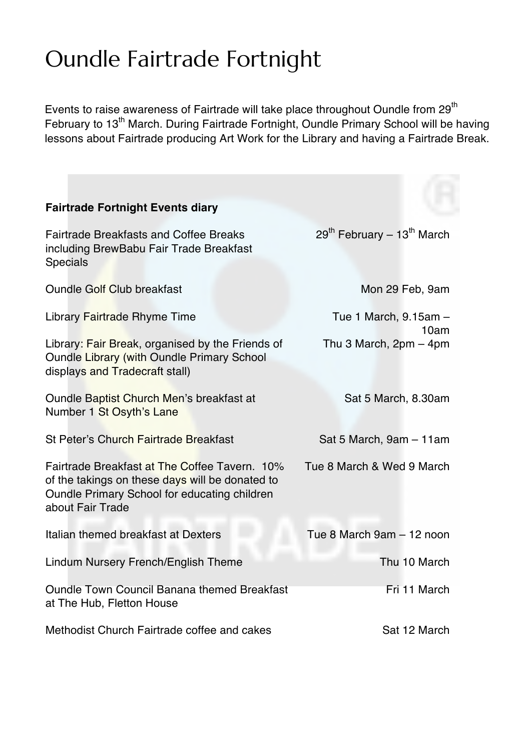# Oundle Fairtrade Fortnight

Events to raise awareness of Fairtrade will take place throughout Oundle from 29th February to 13th March. During Fairtrade Fortnight, Oundle Primary School will be having lessons about Fairtrade producing Art Work for the Library and having a Fairtrade Break.

**Fairtrade Fortnight Events diary**

| Event | Date |
|---|---|
| Fairtrade Breakfasts and Coffee Breaks including BrewBabu Fair Trade Breakfast Specials | 29th February – 13th March |
| Oundle Golf Club breakfast | Mon 29 Feb, 9am |
| Library Fairtrade Rhyme Time | Tue 1 March, 9.15am – 10am |
| Library: Fair Break, organised by the Friends of Oundle Library (with Oundle Primary School displays and Tradecraft stall) | Thu 3 March, 2pm – 4pm |
| Oundle Baptist Church Men's breakfast at Number 1 St Osyth's Lane | Sat 5 March, 8.30am |
| St Peter's Church Fairtrade Breakfast | Sat 5 March, 9am – 11am |
| Fairtrade Breakfast at The Coffee Tavern. 10% of the takings on these days will be donated to Oundle Primary School for educating children about Fair Trade | Tue 8 March & Wed 9 March |
| Italian themed breakfast at Dexters | Tue 8 March 9am – 12 noon |
| Lindum Nursery French/English Theme | Thu 10 March |
| Oundle Town Council Banana themed Breakfast at The Hub, Fletton House | Fri 11 March |
| Methodist Church Fairtrade coffee and cakes | Sat 12 March |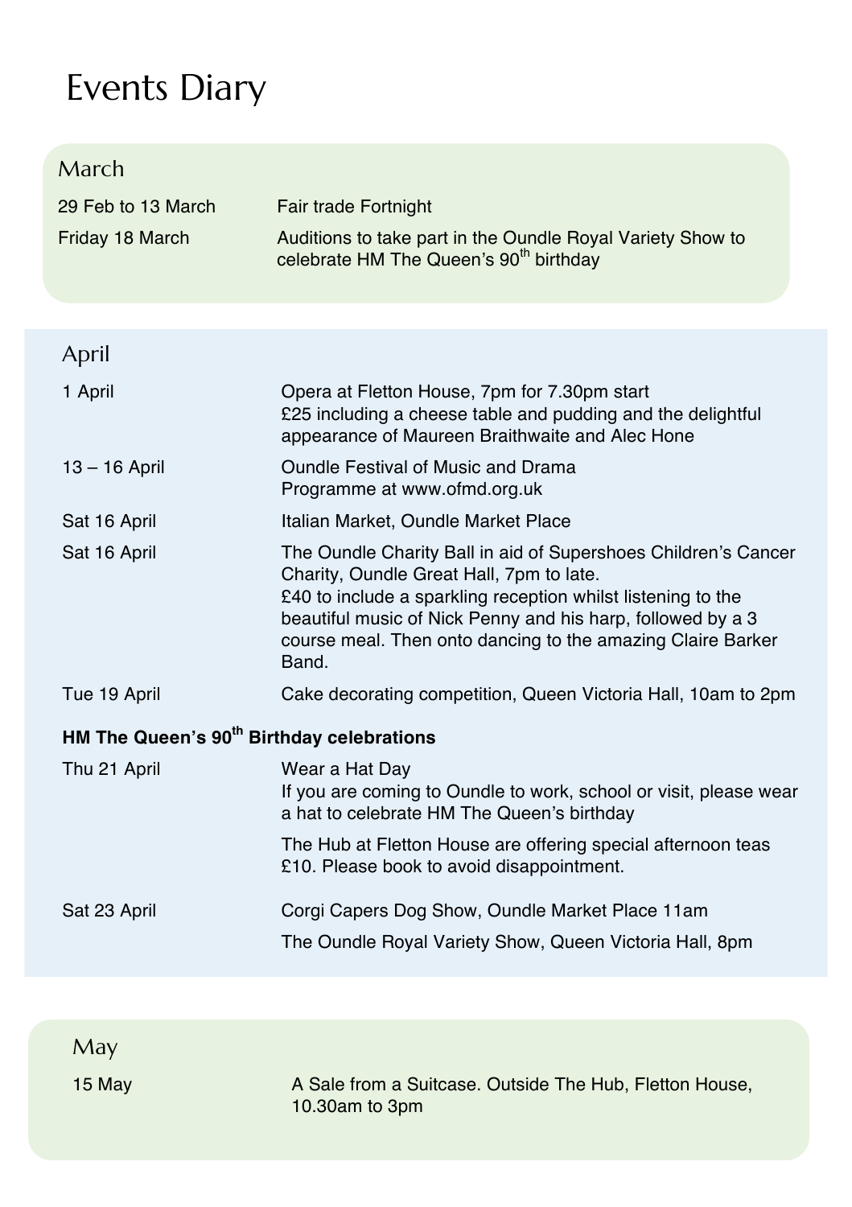# Events Diary

## March

| | |
|---|---|
| 29 Feb to 13 March | Fair trade Fortnight |
| Friday 18 March | Auditions to take part in the Oundle Royal Variety Show to celebrate HM The Queen's 90th birthday |

## April

| | |
|---|---|
| 1 April | Opera at Fletton House, 7pm for 7.30pm start<br>£25 including a cheese table and pudding and the delightful appearance of Maureen Braithwaite and Alec Hone |
| 13 – 16 April | Oundle Festival of Music and Drama<br>Programme at www.ofmd.org.uk |
| Sat 16 April | Italian Market, Oundle Market Place |
| Sat 16 April | The Oundle Charity Ball in aid of Supershoes Children's Cancer Charity, Oundle Great Hall, 7pm to late.<br>£40 to include a sparkling reception whilst listening to the beautiful music of Nick Penny and his harp, followed by a 3 course meal. Then onto dancing to the amazing Claire Barker Band. |
| Tue 19 April | Cake decorating competition, Queen Victoria Hall, 10am to 2pm |

**HM The Queen's 90th Birthday celebrations**

| | |
|---|---|
| Thu 21 April | Wear a Hat Day<br>If you are coming to Oundle to work, school or visit, please wear a hat to celebrate HM The Queen's birthday<br><br>The Hub at Fletton House are offering special afternoon teas £10. Please book to avoid disappointment. |
| Sat 23 April | Corgi Capers Dog Show, Oundle Market Place 11am<br><br>The Oundle Royal Variety Show, Queen Victoria Hall, 8pm |

## May

| | |
|---|---|
| 15 May | A Sale from a Suitcase. Outside The Hub, Fletton House, 10.30am to 3pm |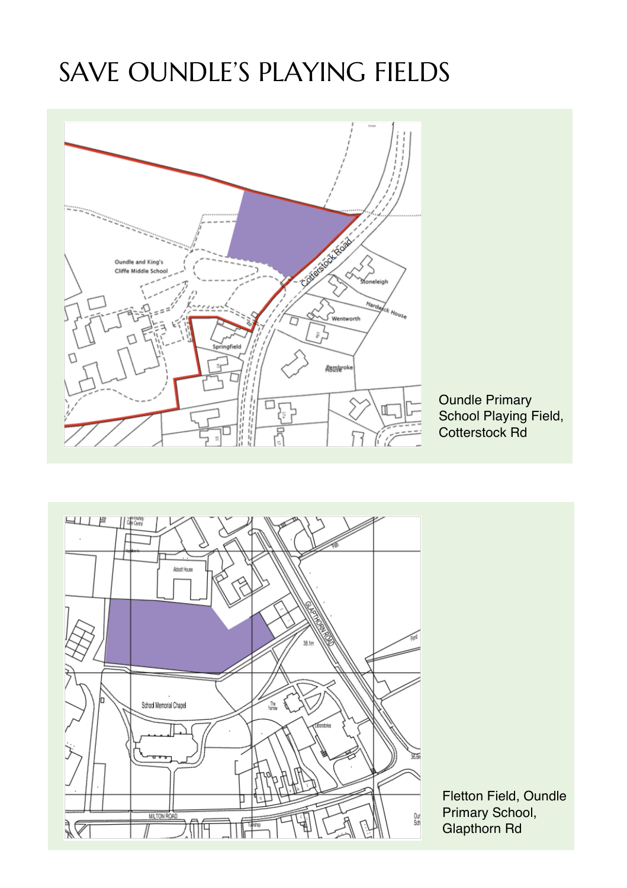# SAVE OUNDLE'S PLAYING FIELDS

Oundle Primary School Playing Field, Cotterstock Rd

Fletton Field, Oundle Primary School, Glapthorn Rd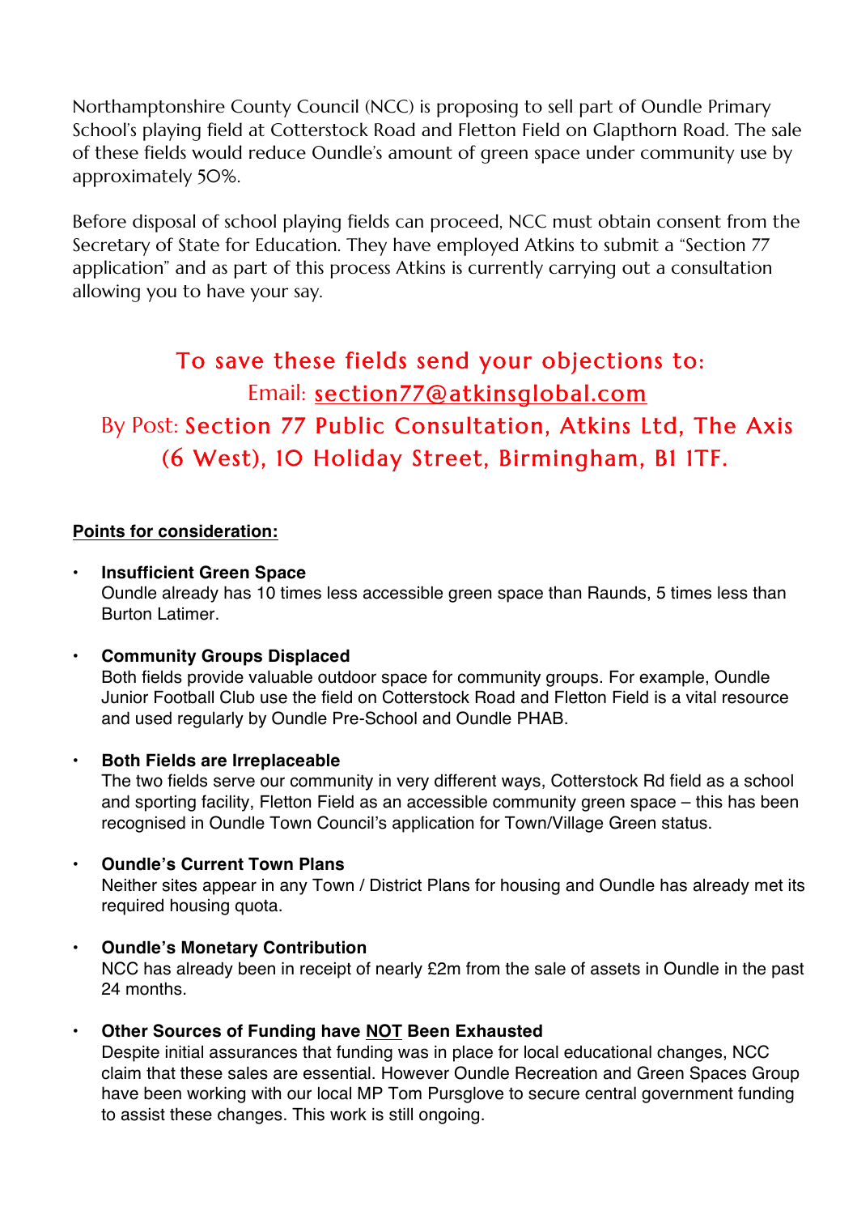Northamptonshire County Council (NCC) is proposing to sell part of Oundle Primary School's playing field at Cotterstock Road and Fletton Field on Glapthorn Road. The sale of these fields would reduce Oundle's amount of green space under community use by approximately 50%.

Before disposal of school playing fields can proceed, NCC must obtain consent from the Secretary of State for Education. They have employed Atkins to submit a "Section 77 application" and as part of this process Atkins is currently carrying out a consultation allowing you to have your say.

## To save these fields send your objections to:

Email: section77@atkinsglobal.com

By Post: **Section 77 Public Consultation, Atkins Ltd, The Axis (6 West), 10 Holiday Street, Birmingham, B1 1TF.**

**Points for consideration:**

- **Insufficient Green Space**
  Oundle already has 10 times less accessible green space than Raunds, 5 times less than Burton Latimer.

- **Community Groups Displaced**
  Both fields provide valuable outdoor space for community groups. For example, Oundle Junior Football Club use the field on Cotterstock Road and Fletton Field is a vital resource and used regularly by Oundle Pre-School and Oundle PHAB.

- **Both Fields are Irreplaceable**
  The two fields serve our community in very different ways, Cotterstock Rd field as a school and sporting facility, Fletton Field as an accessible community green space – this has been recognised in Oundle Town Council's application for Town/Village Green status.

- **Oundle's Current Town Plans**
  Neither sites appear in any Town / District Plans for housing and Oundle has already met its required housing quota.

- **Oundle's Monetary Contribution**
  NCC has already been in receipt of nearly £2m from the sale of assets in Oundle in the past 24 months.

- **Other Sources of Funding have NOT Been Exhausted**
  Despite initial assurances that funding was in place for local educational changes, NCC claim that these sales are essential. However Oundle Recreation and Green Spaces Group have been working with our local MP Tom Pursglove to secure central government funding to assist these changes. This work is still ongoing.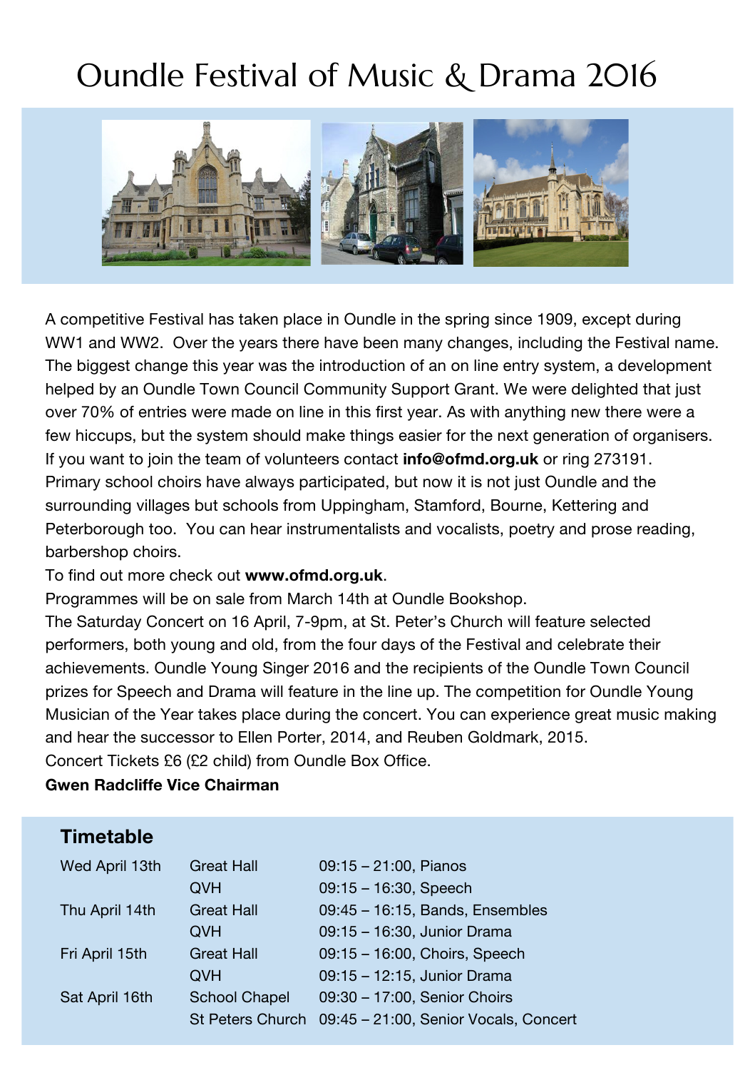# Oundle Festival of Music & Drama 2016

A competitive Festival has taken place in Oundle in the spring since 1909, except during WW1 and WW2. Over the years there have been many changes, including the Festival name. The biggest change this year was the introduction of an on line entry system, a development helped by an Oundle Town Council Community Support Grant. We were delighted that just over 70% of entries were made on line in this first year. As with anything new there were a few hiccups, but the system should make things easier for the next generation of organisers. If you want to join the team of volunteers contact **info@ofmd.org.uk** or ring 273191.
Primary school choirs have always participated, but now it is not just Oundle and the surrounding villages but schools from Uppingham, Stamford, Bourne, Kettering and Peterborough too. You can hear instrumentalists and vocalists, poetry and prose reading, barbershop choirs.
To find out more check out **www.ofmd.org.uk**.
Programmes will be on sale from March 14th at Oundle Bookshop.
The Saturday Concert on 16 April, 7-9pm, at St. Peter's Church will feature selected performers, both young and old, from the four days of the Festival and celebrate their achievements. Oundle Young Singer 2016 and the recipients of the Oundle Town Council prizes for Speech and Drama will feature in the line up. The competition for Oundle Young Musician of the Year takes place during the concert. You can experience great music making and hear the successor to Ellen Porter, 2014, and Reuben Goldmark, 2015.
Concert Tickets £6 (£2 child) from Oundle Box Office.
**Gwen Radcliffe Vice Chairman**

## Timetable

| | | |
|---|---|---|
| Wed April 13th | Great Hall | 09:15 – 21:00, Pianos |
| | QVH | 09:15 – 16:30, Speech |
| Thu April 14th | Great Hall | 09:45 – 16:15, Bands, Ensembles |
| | QVH | 09:15 – 16:30, Junior Drama |
| Fri April 15th | Great Hall | 09:15 – 16:00, Choirs, Speech |
| | QVH | 09:15 – 12:15, Junior Drama |
| Sat April 16th | School Chapel | 09:30 – 17:00, Senior Choirs |
| | St Peters Church | 09:45 – 21:00, Senior Vocals, Concert |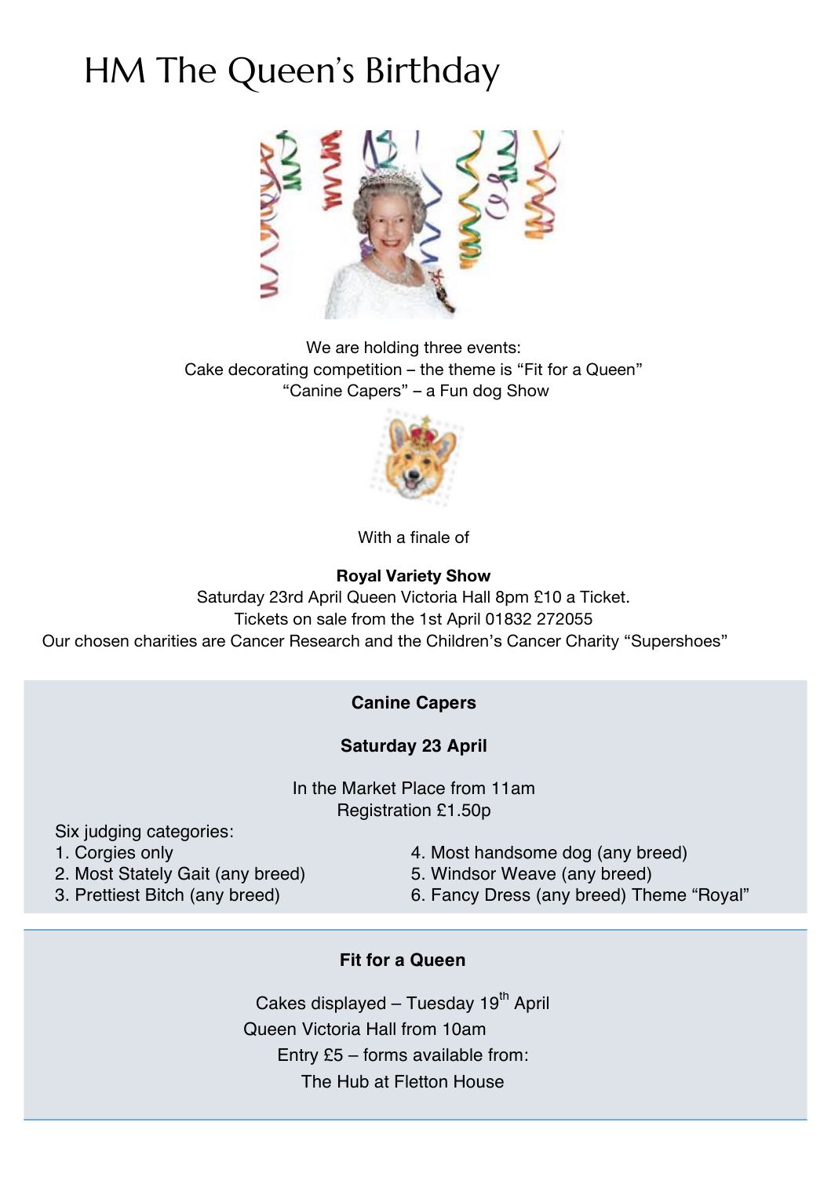# HM The Queen's Birthday

We are holding three events:
Cake decorating competition – the theme is "Fit for a Queen"
"Canine Capers" – a Fun dog Show

With a finale of

**Royal Variety Show**
Saturday 23rd April Queen Victoria Hall 8pm £10 a Ticket.
Tickets on sale from the 1st April 01832 272055
Our chosen charities are Cancer Research and the Children's Cancer Charity "Supershoes"

**Canine Capers**

**Saturday 23 April**

In the Market Place from 11am
Registration £1.50p

Six judging categories:

1. Corgies only
2. Most Stately Gait (any breed)
3. Prettiest Bitch (any breed)
4. Most handsome dog (any breed)
5. Windsor Weave (any breed)
6. Fancy Dress (any breed) Theme "Royal"

**Fit for a Queen**

Cakes displayed – Tuesday 19th April
Queen Victoria Hall from 10am
Entry £5 – forms available from:
The Hub at Fletton House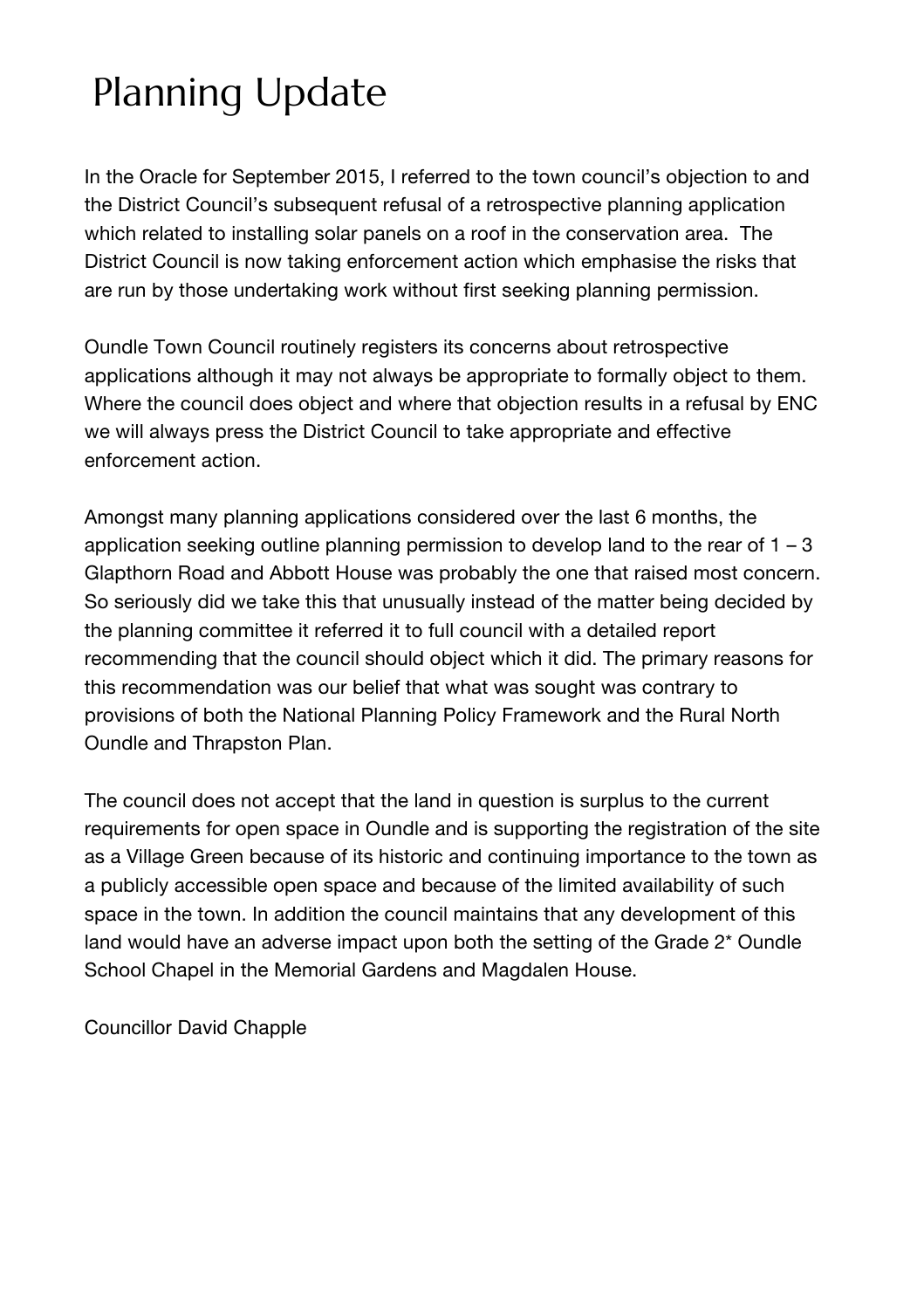# Planning Update

In the Oracle for September 2015, I referred to the town council's objection to and the District Council's subsequent refusal of a retrospective planning application which related to installing solar panels on a roof in the conservation area. The District Council is now taking enforcement action which emphasise the risks that are run by those undertaking work without first seeking planning permission.

Oundle Town Council routinely registers its concerns about retrospective applications although it may not always be appropriate to formally object to them. Where the council does object and where that objection results in a refusal by ENC we will always press the District Council to take appropriate and effective enforcement action.

Amongst many planning applications considered over the last 6 months, the application seeking outline planning permission to develop land to the rear of 1 – 3 Glapthorn Road and Abbott House was probably the one that raised most concern. So seriously did we take this that unusually instead of the matter being decided by the planning committee it referred it to full council with a detailed report recommending that the council should object which it did. The primary reasons for this recommendation was our belief that what was sought was contrary to provisions of both the National Planning Policy Framework and the Rural North Oundle and Thrapston Plan.

The council does not accept that the land in question is surplus to the current requirements for open space in Oundle and is supporting the registration of the site as a Village Green because of its historic and continuing importance to the town as a publicly accessible open space and because of the limited availability of such space in the town. In addition the council maintains that any development of this land would have an adverse impact upon both the setting of the Grade 2* Oundle School Chapel in the Memorial Gardens and Magdalen House.

Councillor David Chapple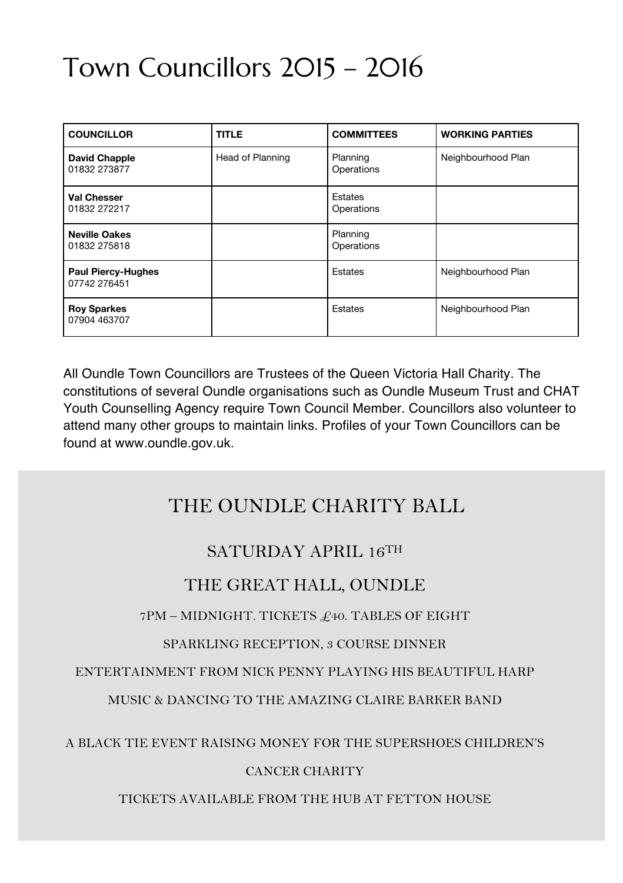# Town Councillors 2015 – 2016

| COUNCILLOR | TITLE | COMMITTEES | WORKING PARTIES |
|---|---|---|---|
| **David Chapple** 01832 273877 | Head of Planning | Planning Operations | Neighbourhood Plan |
| **Val Chesser** 01832 272217 | | Estates Operations | |
| **Neville Oakes** 01832 275818 | | Planning Operations | |
| **Paul Piercy-Hughes** 07742 276451 | | Estates | Neighbourhood Plan |
| **Roy Sparkes** 07904 463707 | | Estates | Neighbourhood Plan |

All Oundle Town Councillors are Trustees of the Queen Victoria Hall Charity. The constitutions of several Oundle organisations such as Oundle Museum Trust and CHAT Youth Counselling Agency require Town Council Member. Councillors also volunteer to attend many other groups to maintain links. Profiles of your Town Councillors can be found at www.oundle.gov.uk.

## THE OUNDLE CHARITY BALL

### SATURDAY APRIL 16TH

### THE GREAT HALL, OUNDLE

7PM – MIDNIGHT. TICKETS £40. TABLES OF EIGHT

SPARKLING RECEPTION, 3 COURSE DINNER

ENTERTAINMENT FROM NICK PENNY PLAYING HIS BEAUTIFUL HARP

MUSIC & DANCING TO THE AMAZING CLAIRE BARKER BAND

A BLACK TIE EVENT RAISING MONEY FOR THE SUPERSHOES CHILDREN'S CANCER CHARITY

TICKETS AVAILABLE FROM THE HUB AT FETTON HOUSE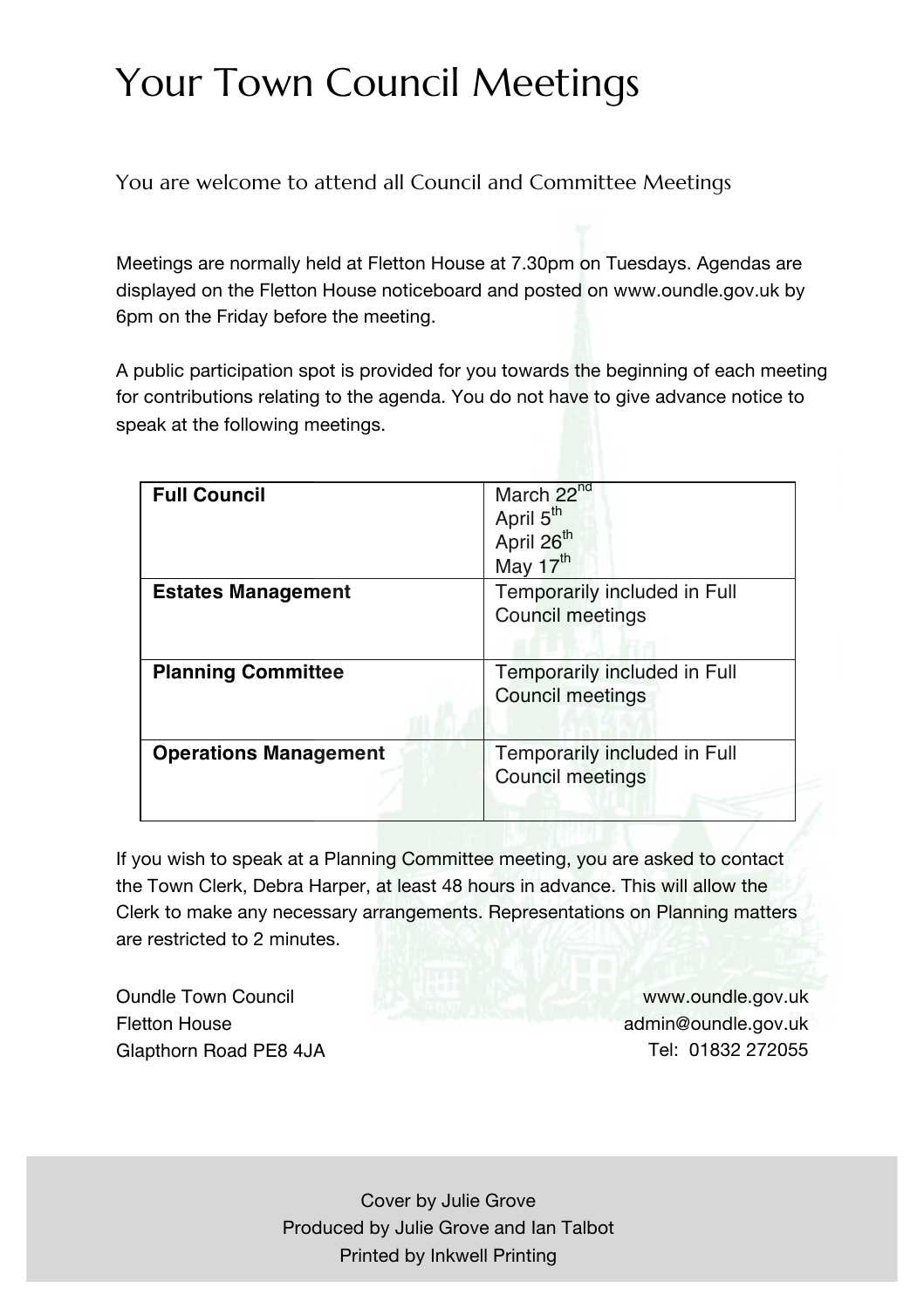# Your Town Council Meetings

You are welcome to attend all Council and Committee Meetings

Meetings are normally held at Fletton House at 7.30pm on Tuesdays. Agendas are displayed on the Fletton House noticeboard and posted on www.oundle.gov.uk by 6pm on the Friday before the meeting.

A public participation spot is provided for you towards the beginning of each meeting for contributions relating to the agenda. You do not have to give advance notice to speak at the following meetings.

| | |
|---|---|
| **Full Council** | March 22nd<br>April 5th<br>April 26th<br>May 17th |
| **Estates Management** | Temporarily included in Full Council meetings |
| **Planning Committee** | Temporarily included in Full Council meetings |
| **Operations Management** | Temporarily included in Full Council meetings |

If you wish to speak at a Planning Committee meeting, you are asked to contact the Town Clerk, Debra Harper, at least 48 hours in advance. This will allow the Clerk to make any necessary arrangements. Representations on Planning matters are restricted to 2 minutes.

Oundle Town Council
Fletton House
Glapthorn Road PE8 4JA

www.oundle.gov.uk
admin@oundle.gov.uk
Tel: 01832 272055

Cover by Julie Grove
Produced by Julie Grove and Ian Talbot
Printed by Inkwell Printing